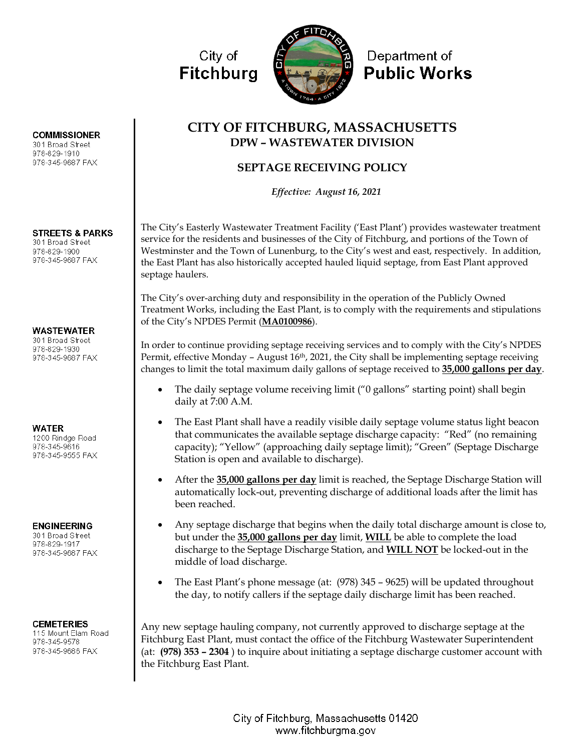City of **Fitchburg**

Department of **Public Works**

**COMMISSIONER**
301 Broad Street
978-829-1910
978-345-9687 FAX

**STREETS & PARKS**
301 Broad Street
978-829-1900
978-345-9687 FAX

**WASTEWATER**
301 Broad Street
978-829-1930
978-345-9687 FAX

**WATER**
1200 Rindge Road
978-345-9616
978-345-9555 FAX

**ENGINEERING**
301 Broad Street
978-829-1917
978-345-9687 FAX

**CEMETERIES**
115 Mount Elam Road
978-345-9578
978-345-9686 FAX

# CITY OF FITCHBURG, MASSACHUSETTS
## DPW – WASTEWATER DIVISION

## SEPTAGE RECEIVING POLICY

*Effective: August 16, 2021*

The City's Easterly Wastewater Treatment Facility ('East Plant') provides wastewater treatment service for the residents and businesses of the City of Fitchburg, and portions of the Town of Westminster and the Town of Lunenburg, to the City's west and east, respectively. In addition, the East Plant has also historically accepted hauled liquid septage, from East Plant approved septage haulers.

The City's over-arching duty and responsibility in the operation of the Publicly Owned Treatment Works, including the East Plant, is to comply with the requirements and stipulations of the City's NPDES Permit (**MA0100986**).

In order to continue providing septage receiving services and to comply with the City's NPDES Permit, effective Monday – August 16th, 2021, the City shall be implementing septage receiving changes to limit the total maximum daily gallons of septage received to **35,000 gallons per day**.

- The daily septage volume receiving limit ("0 gallons" starting point) shall begin daily at 7:00 A.M.
- The East Plant shall have a readily visible daily septage volume status light beacon that communicates the available septage discharge capacity: "Red" (no remaining capacity); "Yellow" (approaching daily septage limit); "Green" (Septage Discharge Station is open and available to discharge).
- After the **35,000 gallons per day** limit is reached, the Septage Discharge Station will automatically lock-out, preventing discharge of additional loads after the limit has been reached.
- Any septage discharge that begins when the daily total discharge amount is close to, but under the **35,000 gallons per day** limit, **WILL** be able to complete the load discharge to the Septage Discharge Station, and **WILL NOT** be locked-out in the middle of load discharge.
- The East Plant's phone message (at: (978) 345 – 9625) will be updated throughout the day, to notify callers if the septage daily discharge limit has been reached.

Any new septage hauling company, not currently approved to discharge septage at the Fitchburg East Plant, must contact the office of the Fitchburg Wastewater Superintendent (at: **(978) 353 – 2304** ) to inquire about initiating a septage discharge customer account with the Fitchburg East Plant.

City of Fitchburg, Massachusetts 01420
www.fitchburgma.gov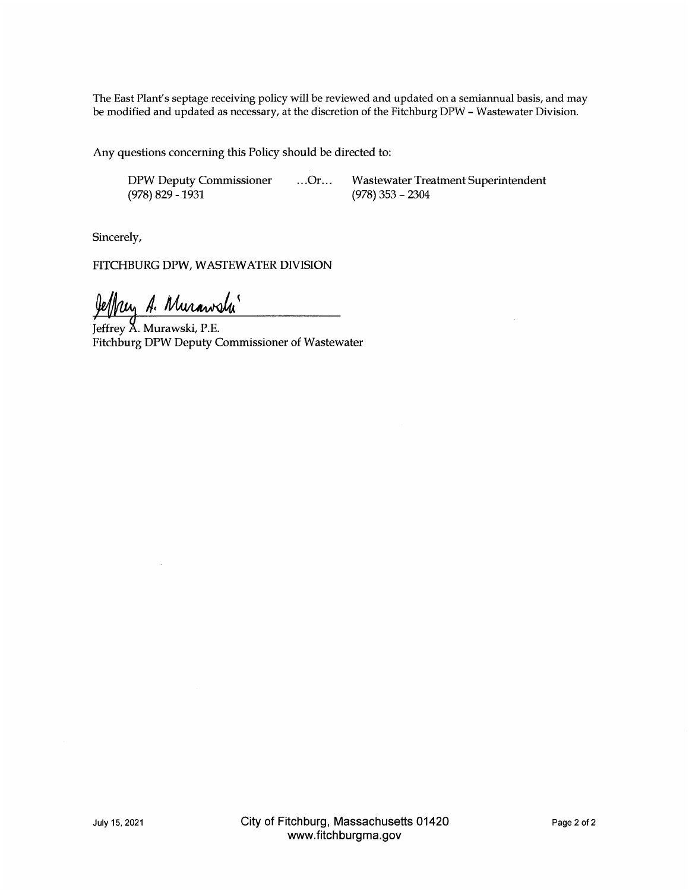The East Plant's septage receiving policy will be reviewed and updated on a semiannual basis, and may be modified and updated as necessary, at the discretion of the Fitchburg DPW – Wastewater Division.

Any questions concerning this Policy should be directed to:

DPW Deputy Commissioner ...Or... Wastewater Treatment Superintendent
(978) 829 - 1931 (978) 353 – 2304

Sincerely,

FITCHBURG DPW, WASTEWATER DIVISION

Jeffrey A. Murawski, P.E.
Fitchburg DPW Deputy Commissioner of Wastewater